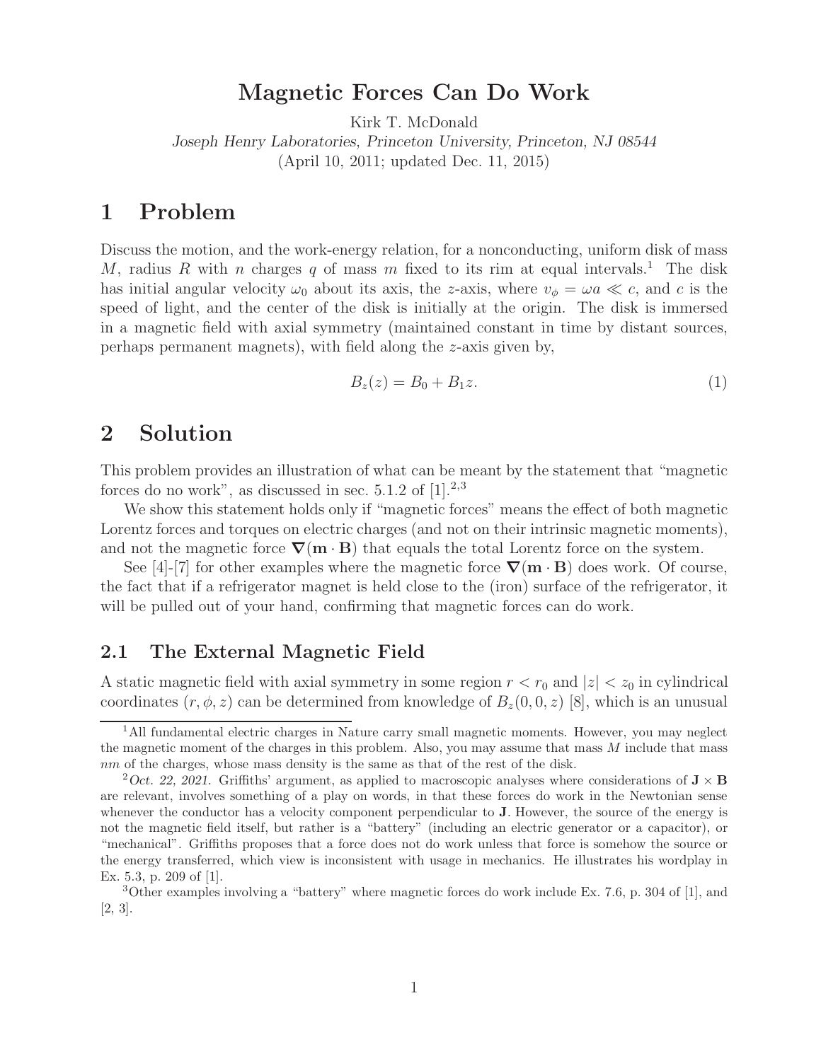# Magnetic Forces Can Do Work

Kirk T. McDonald

*Joseph Henry Laboratories, Princeton University, Princeton, NJ 08544*

(April 10, 2011; updated Dec. 11, 2015)

## 1 Problem

Discuss the motion, and the work-energy relation, for a nonconducting, uniform disk of mass $M$, radius $R$ with $n$ charges $q$ of mass $m$ fixed to its rim at equal intervals.[1] The disk has initial angular velocity $\omega_0$ about its axis, the $z$-axis, where $v_\phi = \omega a \ll c$, and $c$ is the speed of light, and the center of the disk is initially at the origin. The disk is immersed in a magnetic field with axial symmetry (maintained constant in time by distant sources, perhaps permanent magnets), with field along the $z$-axis given by,

$$B_z(z) = B_0 + B_1 z. \tag{1}$$

## 2 Solution

This problem provides an illustration of what can be meant by the statement that "magnetic forces do no work", as discussed in sec. 5.1.2 of [1].[2,3]

We show this statement holds only if "magnetic forces" means the effect of both magnetic Lorentz forces and torques on electric charges (and not on their intrinsic magnetic moments), and not the magnetic force $\nabla(\mathbf{m} \cdot \mathbf{B})$ that equals the total Lorentz force on the system.

See [4]-[7] for other examples where the magnetic force $\nabla(\mathbf{m} \cdot \mathbf{B})$ does work. Of course, the fact that if a refrigerator magnet is held close to the (iron) surface of the refrigerator, it will be pulled out of your hand, confirming that magnetic forces can do work.

### 2.1 The External Magnetic Field

A static magnetic field with axial symmetry in some region $r < r_0$ and $|z| < z_0$ in cylindrical coordinates $(r, \phi, z)$ can be determined from knowledge of $B_z(0, 0, z)$ [8], which is an unusual

---

[1] All fundamental electric charges in Nature carry small magnetic moments. However, you may neglect the magnetic moment of the charges in this problem. Also, you may assume that mass $M$ include that mass $nm$ of the charges, whose mass density is the same as that of the rest of the disk.

[2] *Oct. 22, 2021.* Griffiths' argument, as applied to macroscopic analyses where considerations of $\mathbf{J} \times \mathbf{B}$ are relevant, involves something of a play on words, in that these forces do work in the Newtonian sense whenever the conductor has a velocity component perpendicular to $\mathbf{J}$. However, the source of the energy is not the magnetic field itself, but rather is a "battery" (including an electric generator or a capacitor), or "mechanical". Griffiths proposes that a force does not do work unless that force is somehow the source or the energy transferred, which view is inconsistent with usage in mechanics. He illustrates his wordplay in Ex. 5.3, p. 209 of [1].

[3] Other examples involving a "battery" where magnetic forces do work include Ex. 7.6, p. 304 of [1], and [2, 3].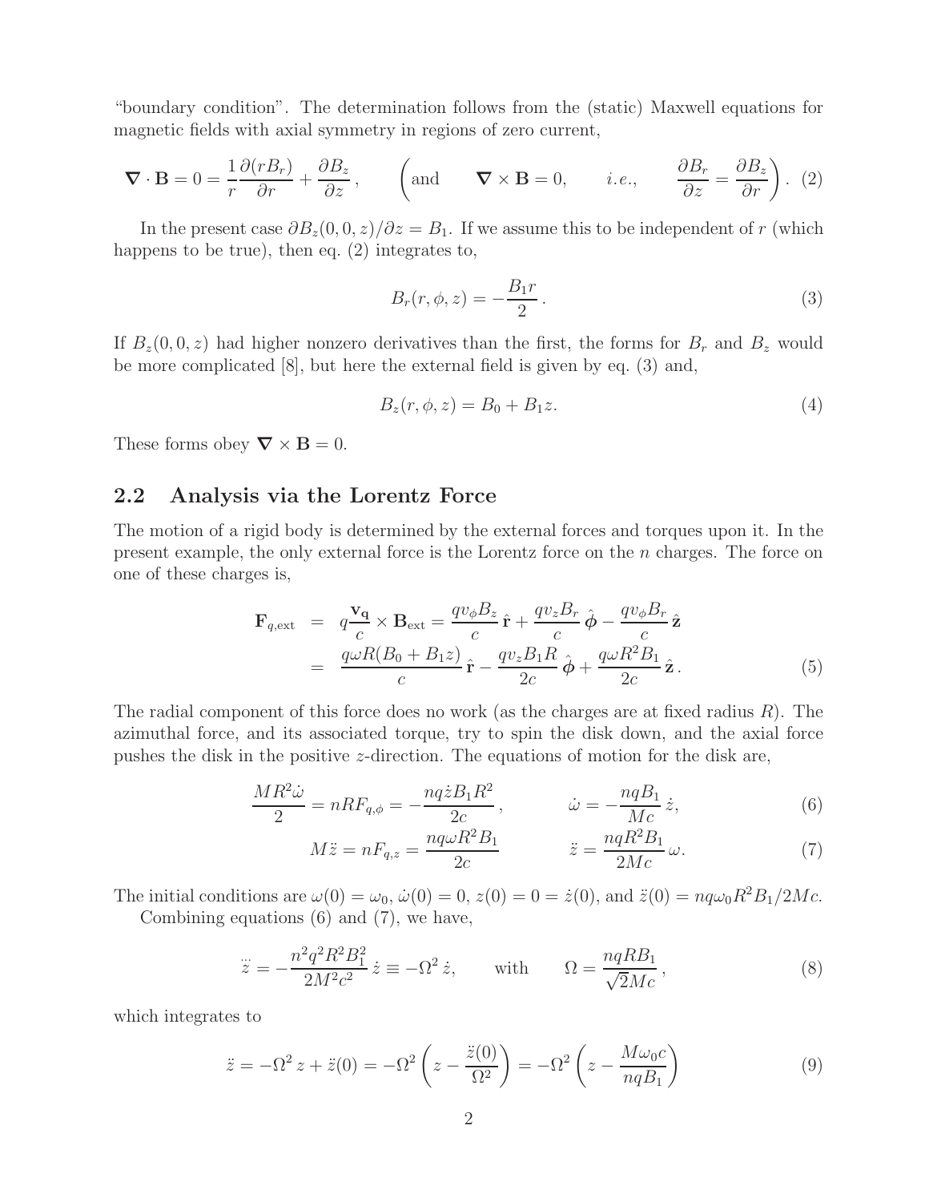"boundary condition". The determination follows from the (static) Maxwell equations for magnetic fields with axial symmetry in regions of zero current,

$$\boldsymbol{\nabla} \cdot \mathbf{B} = 0 = \frac{1}{r}\frac{\partial (r B_r)}{\partial r} + \frac{\partial B_z}{\partial z}, \qquad \left(\text{and} \qquad \boldsymbol{\nabla} \times \mathbf{B} = 0, \qquad i.e., \qquad \frac{\partial B_r}{\partial z} = \frac{\partial B_z}{\partial r}\right). \tag{2}$$

In the present case $\partial B_z(0,0,z)/\partial z = B_1$. If we assume this to be independent of $r$ (which happens to be true), then eq. (2) integrates to,

$$B_r(r,\phi,z) = -\frac{B_1 r}{2}. \tag{3}$$

If $B_z(0,0,z)$ had higher nonzero derivatives than the first, the forms for $B_r$ and $B_z$ would be more complicated [8], but here the external field is given by eq. (3) and,

$$B_z(r,\phi,z) = B_0 + B_1 z. \tag{4}$$

These forms obey $\boldsymbol{\nabla} \times \mathbf{B} = 0$.

## 2.2 Analysis via the Lorentz Force

The motion of a rigid body is determined by the external forces and torques upon it. In the present example, the only external force is the Lorentz force on the $n$ charges. The force on one of these charges is,

$$\begin{aligned}
\mathbf{F}_{q,\text{ext}} &= q\frac{\mathbf{v_q}}{c} \times \mathbf{B}_{\text{ext}} = \frac{q v_\phi B_z}{c}\,\hat{\mathbf{r}} + \frac{q v_z B_r}{c}\,\hat{\boldsymbol{\phi}} - \frac{q v_\phi B_r}{c}\,\hat{\mathbf{z}} \\
&= \frac{q\omega R(B_0 + B_1 z)}{c}\,\hat{\mathbf{r}} - \frac{q v_z B_1 R}{2c}\,\hat{\boldsymbol{\phi}} + \frac{q\omega R^2 B_1}{2c}\,\hat{\mathbf{z}}.
\end{aligned} \tag{5}$$

The radial component of this force does no work (as the charges are at fixed radius $R$). The azimuthal force, and its associated torque, try to spin the disk down, and the axial force pushes the disk in the positive $z$-direction. The equations of motion for the disk are,

$$\frac{MR^2\dot{\omega}}{2} = nRF_{q,\phi} = -\frac{nq\dot{z}B_1R^2}{2c}, \qquad \dot{\omega} = -\frac{nqB_1}{Mc}\,\dot{z}, \tag{6}$$

$$M\ddot{z} = nF_{q,z} = \frac{nq\omega R^2 B_1}{2c} \qquad \ddot{z} = \frac{nqR^2B_1}{2Mc}\,\omega. \tag{7}$$

The initial conditions are $\omega(0) = \omega_0$, $\dot{\omega}(0) = 0$, $z(0) = 0 = \dot{z}(0)$, and $\ddot{z}(0) = nq\omega_0 R^2 B_1/2Mc$.

Combining equations (6) and (7), we have,

$$\dddot{z} = -\frac{n^2q^2R^2B_1^2}{2M^2c^2}\,\dot{z} \equiv -\Omega^2\,\dot{z}, \qquad \text{with} \qquad \Omega = \frac{nqRB_1}{\sqrt{2}Mc}, \tag{8}$$

which integrates to

$$\ddot{z} = -\Omega^2\,z + \ddot{z}(0) = -\Omega^2\left(z - \frac{\ddot{z}(0)}{\Omega^2}\right) = -\Omega^2\left(z - \frac{M\omega_0 c}{nqB_1}\right) \tag{9}$$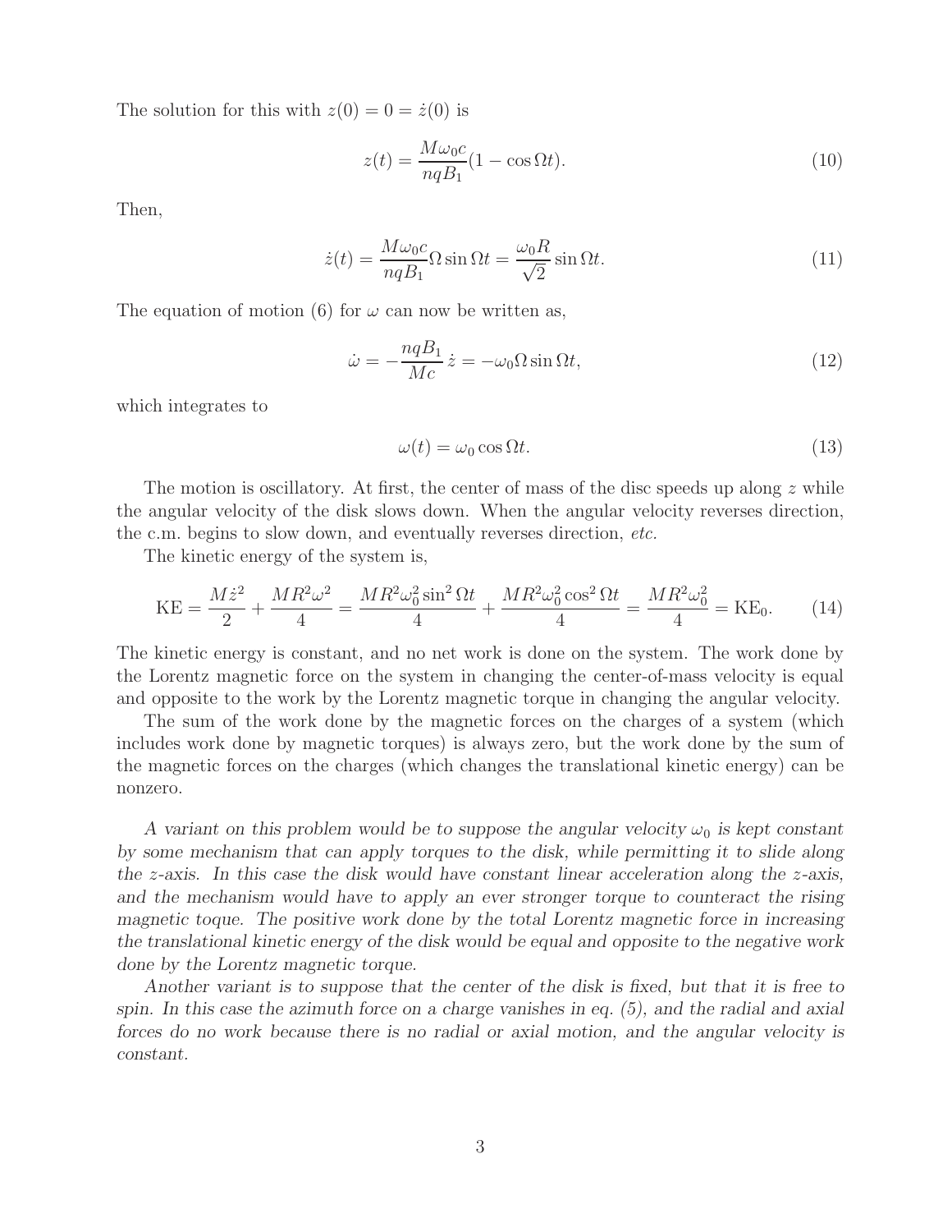The solution for this with $z(0) = 0 = \dot{z}(0)$ is

$$z(t) = \frac{M\omega_0 c}{nqB_1}(1 - \cos\Omega t). \tag{10}$$

Then,

$$\dot{z}(t) = \frac{M\omega_0 c}{nqB_1}\Omega\sin\Omega t = \frac{\omega_0 R}{\sqrt{2}}\sin\Omega t. \tag{11}$$

The equation of motion (6) for $\omega$ can now be written as,

$$\dot{\omega} = -\frac{nqB_1}{Mc}\,\dot{z} = -\omega_0\Omega\sin\Omega t, \tag{12}$$

which integrates to

$$\omega(t) = \omega_0\cos\Omega t. \tag{13}$$

The motion is oscillatory. At first, the center of mass of the disc speeds up along $z$ while the angular velocity of the disk slows down. When the angular velocity reverses direction, the c.m. begins to slow down, and eventually reverses direction, *etc.*

The kinetic energy of the system is,

$$\text{KE} = \frac{M\dot{z}^2}{2} + \frac{MR^2\omega^2}{4} = \frac{MR^2\omega_0^2\sin^2\Omega t}{4} + \frac{MR^2\omega_0^2\cos^2\Omega t}{4} = \frac{MR^2\omega_0^2}{4} = \text{KE}_0. \tag{14}$$

The kinetic energy is constant, and no net work is done on the system. The work done by the Lorentz magnetic force on the system in changing the center-of-mass velocity is equal and opposite to the work by the Lorentz magnetic torque in changing the angular velocity.

The sum of the work done by the magnetic forces on the charges of a system (which includes work done by magnetic torques) is always zero, but the work done by the sum of the magnetic forces on the charges (which changes the translational kinetic energy) can be nonzero.

*A variant on this problem would be to suppose the angular velocity $\omega_0$ is kept constant by some mechanism that can apply torques to the disk, while permitting it to slide along the z-axis. In this case the disk would have constant linear acceleration along the z-axis, and the mechanism would have to apply an ever stronger torque to counteract the rising magnetic toque. The positive work done by the total Lorentz magnetic force in increasing the translational kinetic energy of the disk would be equal and opposite to the negative work done by the Lorentz magnetic torque.*

*Another variant is to suppose that the center of the disk is fixed, but that it is free to spin. In this case the azimuth force on a charge vanishes in eq. (5), and the radial and axial forces do no work because there is no radial or axial motion, and the angular velocity is constant.*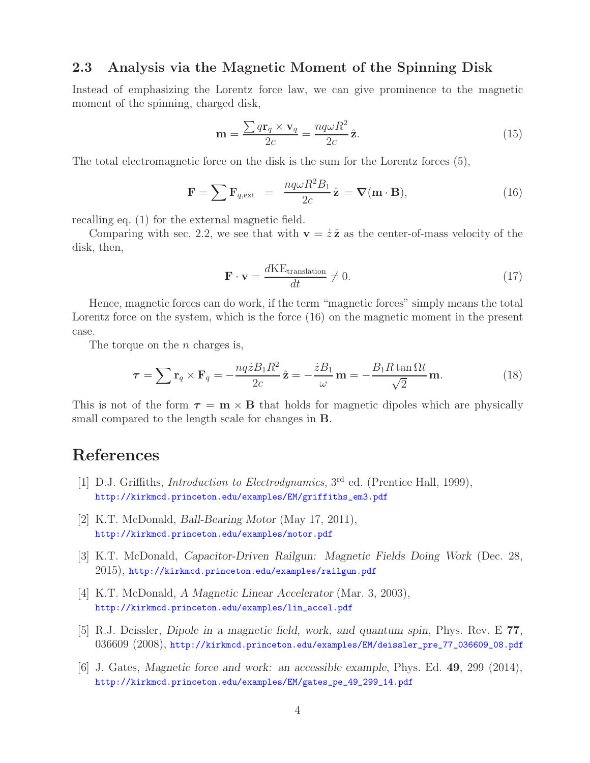### 2.3 Analysis via the Magnetic Moment of the Spinning Disk

Instead of emphasizing the Lorentz force law, we can give prominence to the magnetic moment of the spinning, charged disk,

$$\mathbf{m} = \frac{\sum q \mathbf{r}_q \times \mathbf{v}_q}{2c} = \frac{nq\omega R^2}{2c}\,\hat{\mathbf{z}}. \tag{15}$$

The total electromagnetic force on the disk is the sum for the Lorentz forces (5),

$$\mathbf{F} = \sum \mathbf{F}_{q,\text{ext}} \;\; = \;\; \frac{nq\omega R^2 B_1}{2c}\,\hat{\mathbf{z}} = \boldsymbol{\nabla}(\mathbf{m}\cdot\mathbf{B}), \tag{16}$$

recalling eq. (1) for the external magnetic field.

Comparing with sec. 2.2, we see that with $\mathbf{v} = \dot{z}\,\hat{\mathbf{z}}$ as the center-of-mass velocity of the disk, then,

$$\mathbf{F}\cdot\mathbf{v} = \frac{d\text{KE}_{\text{translation}}}{dt} \neq 0. \tag{17}$$

Hence, magnetic forces can do work, if the term "magnetic forces" simply means the total Lorentz force on the system, which is the force (16) on the magnetic moment in the present case.

The torque on the $n$ charges is,

$$\boldsymbol{\tau} = \sum \mathbf{r}_q \times \mathbf{F}_q = -\frac{nq\dot{z}B_1R^2}{2c}\,\hat{\mathbf{z}} = -\frac{\dot{z}B_1}{\omega}\,\mathbf{m} = -\frac{B_1 R\tan\Omega t}{\sqrt{2}}\,\mathbf{m}. \tag{18}$$

This is not of the form $\boldsymbol{\tau} = \mathbf{m}\times\mathbf{B}$ that holds for magnetic dipoles which are physically small compared to the length scale for changes in $\mathbf{B}$.

## References

[1] D.J. Griffiths, *Introduction to Electrodynamics*, 3rd ed. (Prentice Hall, 1999), http://kirkmcd.princeton.edu/examples/EM/griffiths_em3.pdf

[2] K.T. McDonald, *Ball-Bearing Motor* (May 17, 2011), http://kirkmcd.princeton.edu/examples/motor.pdf

[3] K.T. McDonald, *Capacitor-Driven Railgun: Magnetic Fields Doing Work* (Dec. 28, 2015), http://kirkmcd.princeton.edu/examples/railgun.pdf

[4] K.T. McDonald, *A Magnetic Linear Accelerator* (Mar. 3, 2003), http://kirkmcd.princeton.edu/examples/lin_accel.pdf

[5] R.J. Deissler, *Dipole in a magnetic field, work, and quantum spin*, Phys. Rev. E **77**, 036609 (2008), http://kirkmcd.princeton.edu/examples/EM/deissler_pre_77_036609_08.pdf

[6] J. Gates, *Magnetic force and work: an accessible example*, Phys. Ed. **49**, 299 (2014), http://kirkmcd.princeton.edu/examples/EM/gates_pe_49_299_14.pdf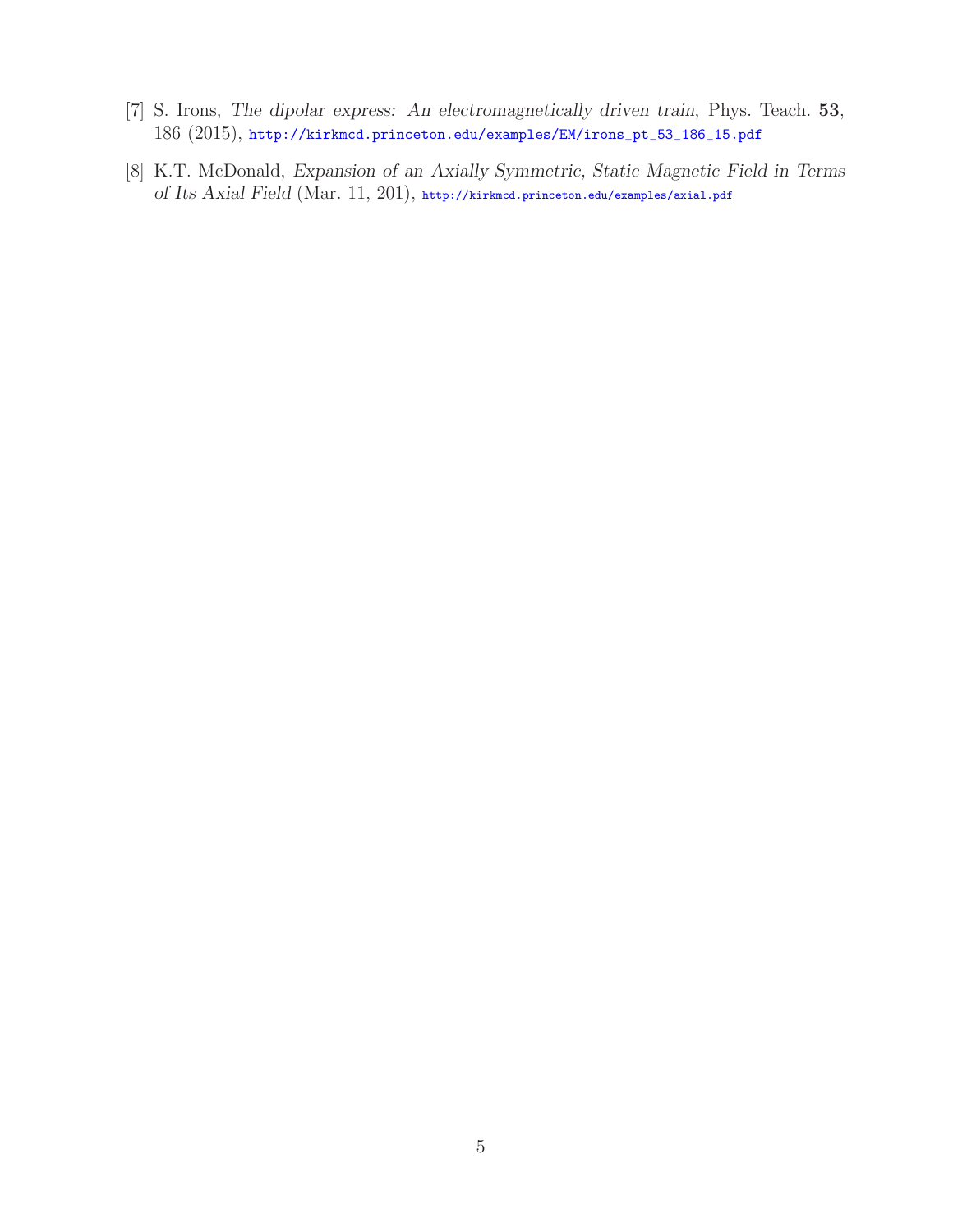[7] S. Irons, *The dipolar express: An electromagnetically driven train*, Phys. Teach. **53**, 186 (2015), http://kirkmcd.princeton.edu/examples/EM/irons_pt_53_186_15.pdf

[8] K.T. McDonald, *Expansion of an Axially Symmetric, Static Magnetic Field in Terms of Its Axial Field* (Mar. 11, 201), http://kirkmcd.princeton.edu/examples/axial.pdf